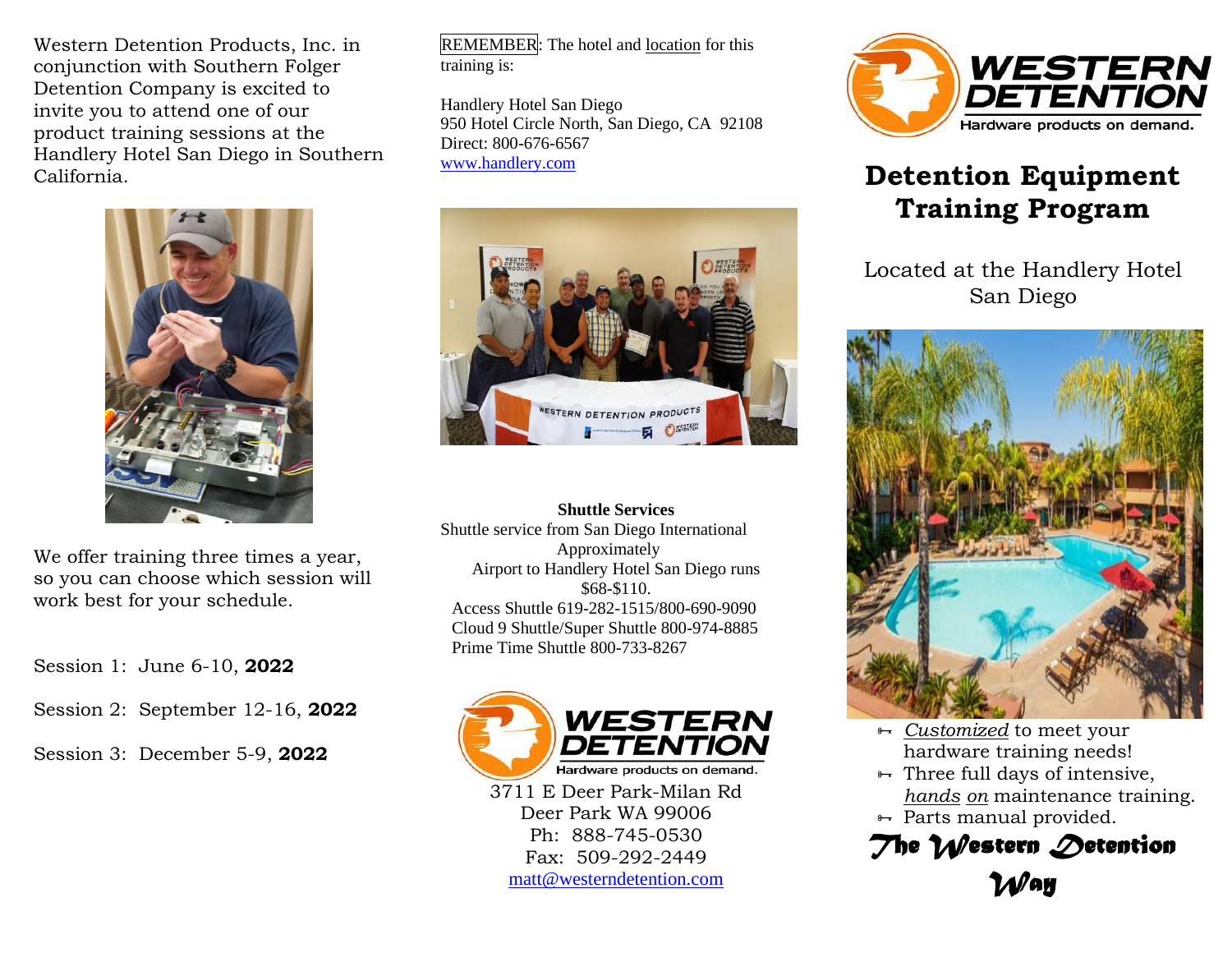Western Detention Products, Inc. in conjunction with Southern Folger Detention Company is excited to invite you to attend one of our product training sessions at the Handlery Hotel San Diego in Southern California.

We offer training three times a year, so you can choose which session will work best for your schedule.

Session 1: June 6-10, **2022**

Session 2: September 12-16, **2022**

Session 3: December 5-9, **2022**

REMEMBER: The hotel and location for this training is:

Handlery Hotel San Diego
950 Hotel Circle North, San Diego, CA 92108
Direct: 800-676-6567
www.handlery.com

**Shuttle Services**

Shuttle service from San Diego International Airport to Handlery Hotel San Diego runs Approximately $68-$110.

Access Shuttle 619-282-1515/800-690-9090
Cloud 9 Shuttle/Super Shuttle 800-974-8885
Prime Time Shuttle 800-733-8267

WESTERN DETENTION
Hardware products on demand.

3711 E Deer Park-Milan Rd
Deer Park WA 99006
Ph: 888-745-0530
Fax: 509-292-2449
matt@westerndetention.com

WESTERN DETENTION
Hardware products on demand.

# Detention Equipment Training Program

Located at the Handlery Hotel San Diego

- *Customized* to meet your hardware training needs!
- Three full days of intensive, *hands on* maintenance training.
- Parts manual provided.

*The Western Detention Way*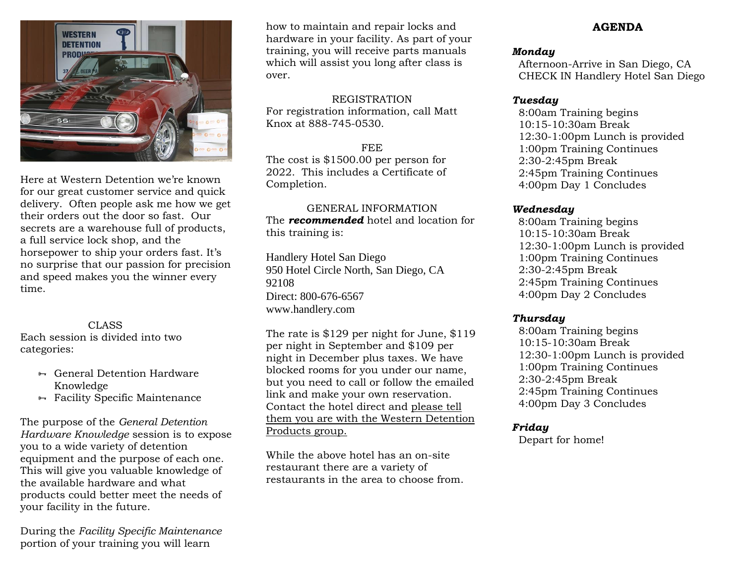Here at Western Detention we're known for our great customer service and quick delivery. Often people ask me how we get their orders out the door so fast. Our secrets are a warehouse full of products, a full service lock shop, and the horsepower to ship your orders fast. It's no surprise that our passion for precision and speed makes you the winner every time.

### CLASS

Each session is divided into two categories:

- General Detention Hardware Knowledge
- Facility Specific Maintenance

The purpose of the *General Detention Hardware Knowledge* session is to expose you to a wide variety of detention equipment and the purpose of each one. This will give you valuable knowledge of the available hardware and what products could better meet the needs of your facility in the future.

During the *Facility Specific Maintenance* portion of your training you will learn how to maintain and repair locks and hardware in your facility. As part of your training, you will receive parts manuals which will assist you long after class is over.

### REGISTRATION

For registration information, call Matt Knox at 888-745-0530.

### FEE

The cost is $1500.00 per person for 2022. This includes a Certificate of Completion.

### GENERAL INFORMATION

The ***recommended*** hotel and location for this training is:

Handlery Hotel San Diego
950 Hotel Circle North, San Diego, CA 92108
Direct: 800-676-6567
www.handlery.com

The rate is $129 per night for June, $119 per night in September and $109 per night in December plus taxes. We have blocked rooms for you under our name, but you need to call or follow the emailed link and make your own reservation. Contact the hotel direct and please tell them you are with the Western Detention Products group.

While the above hotel has an on-site restaurant there are a variety of restaurants in the area to choose from.

## AGENDA

***Monday***

Afternoon-Arrive in San Diego, CA
CHECK IN Handlery Hotel San Diego

***Tuesday***

8:00am Training begins
10:15-10:30am Break
12:30-1:00pm Lunch is provided
1:00pm Training Continues
2:30-2:45pm Break
2:45pm Training Continues
4:00pm Day 1 Concludes

***Wednesday***

8:00am Training begins
10:15-10:30am Break
12:30-1:00pm Lunch is provided
1:00pm Training Continues
2:30-2:45pm Break
2:45pm Training Continues
4:00pm Day 2 Concludes

***Thursday***

8:00am Training begins
10:15-10:30am Break
12:30-1:00pm Lunch is provided
1:00pm Training Continues
2:30-2:45pm Break
2:45pm Training Continues
4:00pm Day 3 Concludes

***Friday***

Depart for home!